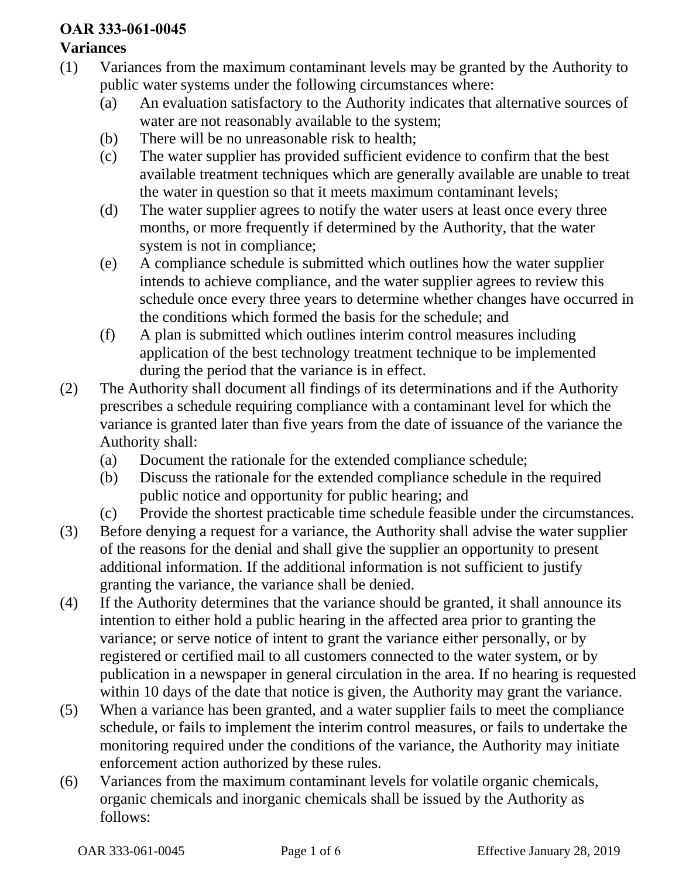**OAR 333-061-0045**

**Variances**

(1) Variances from the maximum contaminant levels may be granted by the Authority to public water systems under the following circumstances where:

   (a) An evaluation satisfactory to the Authority indicates that alternative sources of water are not reasonably available to the system;

   (b) There will be no unreasonable risk to health;

   (c) The water supplier has provided sufficient evidence to confirm that the best available treatment techniques which are generally available are unable to treat the water in question so that it meets maximum contaminant levels;

   (d) The water supplier agrees to notify the water users at least once every three months, or more frequently if determined by the Authority, that the water system is not in compliance;

   (e) A compliance schedule is submitted which outlines how the water supplier intends to achieve compliance, and the water supplier agrees to review this schedule once every three years to determine whether changes have occurred in the conditions which formed the basis for the schedule; and

   (f) A plan is submitted which outlines interim control measures including application of the best technology treatment technique to be implemented during the period that the variance is in effect.

(2) The Authority shall document all findings of its determinations and if the Authority prescribes a schedule requiring compliance with a contaminant level for which the variance is granted later than five years from the date of issuance of the variance the Authority shall:

   (a) Document the rationale for the extended compliance schedule;

   (b) Discuss the rationale for the extended compliance schedule in the required public notice and opportunity for public hearing; and

   (c) Provide the shortest practicable time schedule feasible under the circumstances.

(3) Before denying a request for a variance, the Authority shall advise the water supplier of the reasons for the denial and shall give the supplier an opportunity to present additional information. If the additional information is not sufficient to justify granting the variance, the variance shall be denied.

(4) If the Authority determines that the variance should be granted, it shall announce its intention to either hold a public hearing in the affected area prior to granting the variance; or serve notice of intent to grant the variance either personally, or by registered or certified mail to all customers connected to the water system, or by publication in a newspaper in general circulation in the area. If no hearing is requested within 10 days of the date that notice is given, the Authority may grant the variance.

(5) When a variance has been granted, and a water supplier fails to meet the compliance schedule, or fails to implement the interim control measures, or fails to undertake the monitoring required under the conditions of the variance, the Authority may initiate enforcement action authorized by these rules.

(6) Variances from the maximum contaminant levels for volatile organic chemicals, organic chemicals and inorganic chemicals shall be issued by the Authority as follows: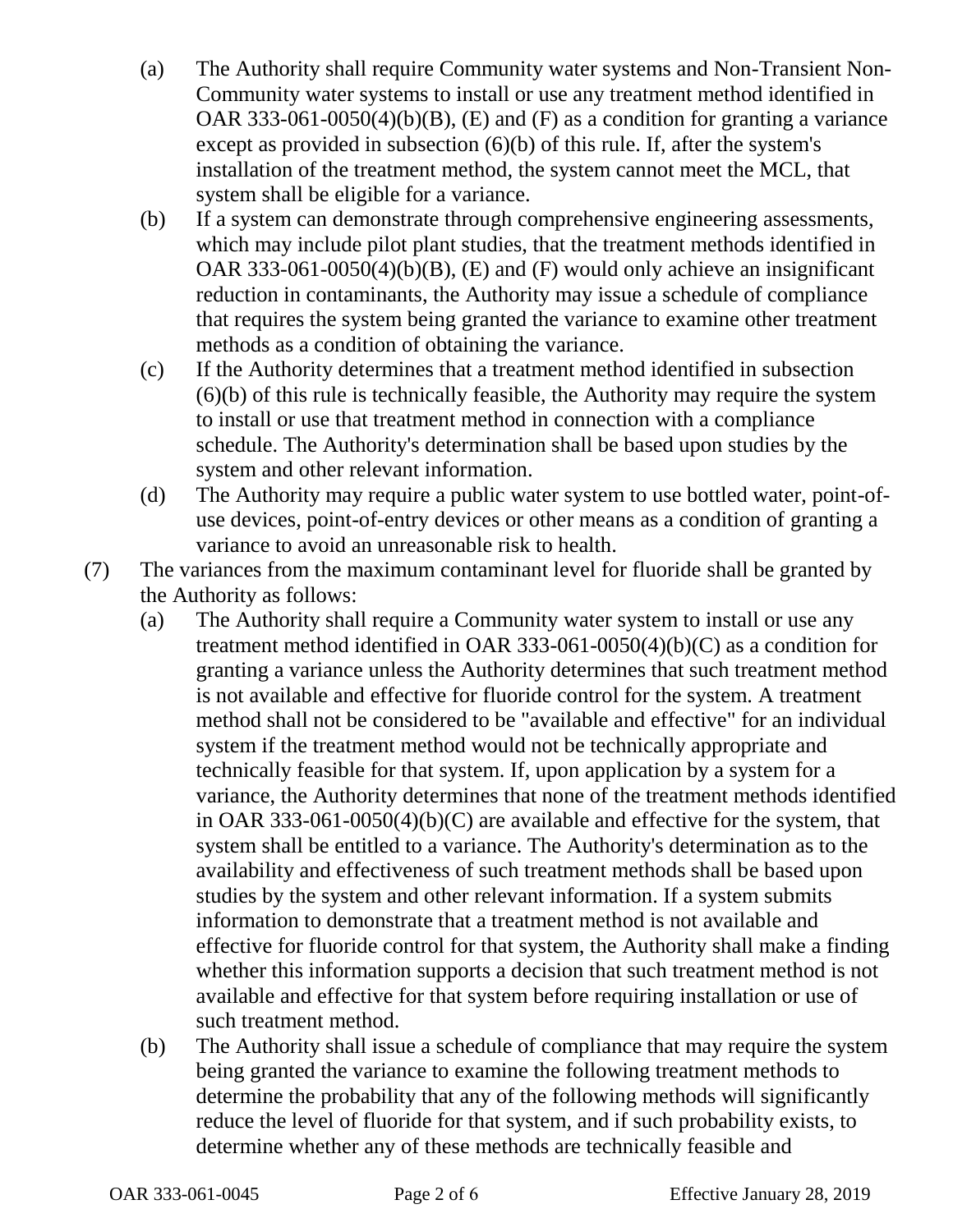(a) The Authority shall require Community water systems and Non-Transient Non-Community water systems to install or use any treatment method identified in OAR 333-061-0050(4)(b)(B), (E) and (F) as a condition for granting a variance except as provided in subsection (6)(b) of this rule. If, after the system's installation of the treatment method, the system cannot meet the MCL, that system shall be eligible for a variance.

(b) If a system can demonstrate through comprehensive engineering assessments, which may include pilot plant studies, that the treatment methods identified in OAR 333-061-0050(4)(b)(B), (E) and (F) would only achieve an insignificant reduction in contaminants, the Authority may issue a schedule of compliance that requires the system being granted the variance to examine other treatment methods as a condition of obtaining the variance.

(c) If the Authority determines that a treatment method identified in subsection (6)(b) of this rule is technically feasible, the Authority may require the system to install or use that treatment method in connection with a compliance schedule. The Authority's determination shall be based upon studies by the system and other relevant information.

(d) The Authority may require a public water system to use bottled water, point-of-use devices, point-of-entry devices or other means as a condition of granting a variance to avoid an unreasonable risk to health.

(7) The variances from the maximum contaminant level for fluoride shall be granted by the Authority as follows:

(a) The Authority shall require a Community water system to install or use any treatment method identified in OAR 333-061-0050(4)(b)(C) as a condition for granting a variance unless the Authority determines that such treatment method is not available and effective for fluoride control for the system. A treatment method shall not be considered to be "available and effective" for an individual system if the treatment method would not be technically appropriate and technically feasible for that system. If, upon application by a system for a variance, the Authority determines that none of the treatment methods identified in OAR 333-061-0050(4)(b)(C) are available and effective for the system, that system shall be entitled to a variance. The Authority's determination as to the availability and effectiveness of such treatment methods shall be based upon studies by the system and other relevant information. If a system submits information to demonstrate that a treatment method is not available and effective for fluoride control for that system, the Authority shall make a finding whether this information supports a decision that such treatment method is not available and effective for that system before requiring installation or use of such treatment method.

(b) The Authority shall issue a schedule of compliance that may require the system being granted the variance to examine the following treatment methods to determine the probability that any of the following methods will significantly reduce the level of fluoride for that system, and if such probability exists, to determine whether any of these methods are technically feasible and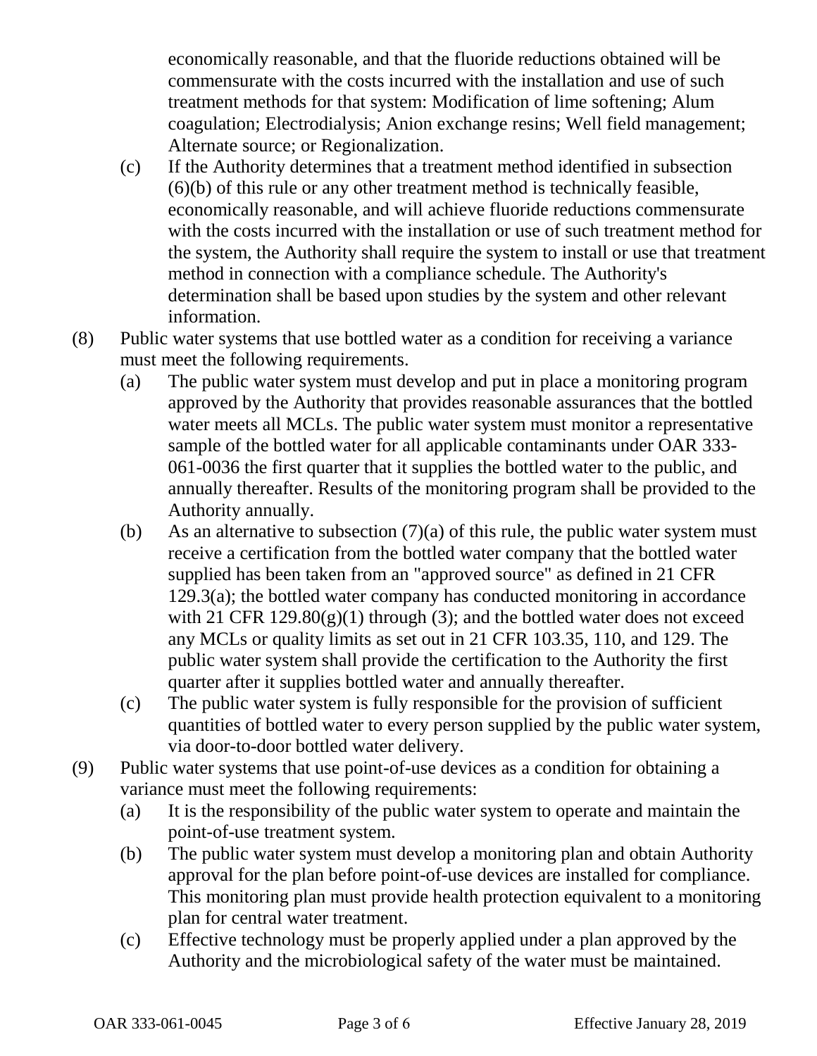economically reasonable, and that the fluoride reductions obtained will be commensurate with the costs incurred with the installation and use of such treatment methods for that system: Modification of lime softening; Alum coagulation; Electrodialysis; Anion exchange resins; Well field management; Alternate source; or Regionalization.

- (c) If the Authority determines that a treatment method identified in subsection (6)(b) of this rule or any other treatment method is technically feasible, economically reasonable, and will achieve fluoride reductions commensurate with the costs incurred with the installation or use of such treatment method for the system, the Authority shall require the system to install or use that treatment method in connection with a compliance schedule. The Authority's determination shall be based upon studies by the system and other relevant information.

(8) Public water systems that use bottled water as a condition for receiving a variance must meet the following requirements.

- (a) The public water system must develop and put in place a monitoring program approved by the Authority that provides reasonable assurances that the bottled water meets all MCLs. The public water system must monitor a representative sample of the bottled water for all applicable contaminants under OAR 333-061-0036 the first quarter that it supplies the bottled water to the public, and annually thereafter. Results of the monitoring program shall be provided to the Authority annually.
- (b) As an alternative to subsection (7)(a) of this rule, the public water system must receive a certification from the bottled water company that the bottled water supplied has been taken from an "approved source" as defined in 21 CFR 129.3(a); the bottled water company has conducted monitoring in accordance with 21 CFR 129.80(g)(1) through (3); and the bottled water does not exceed any MCLs or quality limits as set out in 21 CFR 103.35, 110, and 129. The public water system shall provide the certification to the Authority the first quarter after it supplies bottled water and annually thereafter.
- (c) The public water system is fully responsible for the provision of sufficient quantities of bottled water to every person supplied by the public water system, via door-to-door bottled water delivery.

(9) Public water systems that use point-of-use devices as a condition for obtaining a variance must meet the following requirements:

- (a) It is the responsibility of the public water system to operate and maintain the point-of-use treatment system.
- (b) The public water system must develop a monitoring plan and obtain Authority approval for the plan before point-of-use devices are installed for compliance. This monitoring plan must provide health protection equivalent to a monitoring plan for central water treatment.
- (c) Effective technology must be properly applied under a plan approved by the Authority and the microbiological safety of the water must be maintained.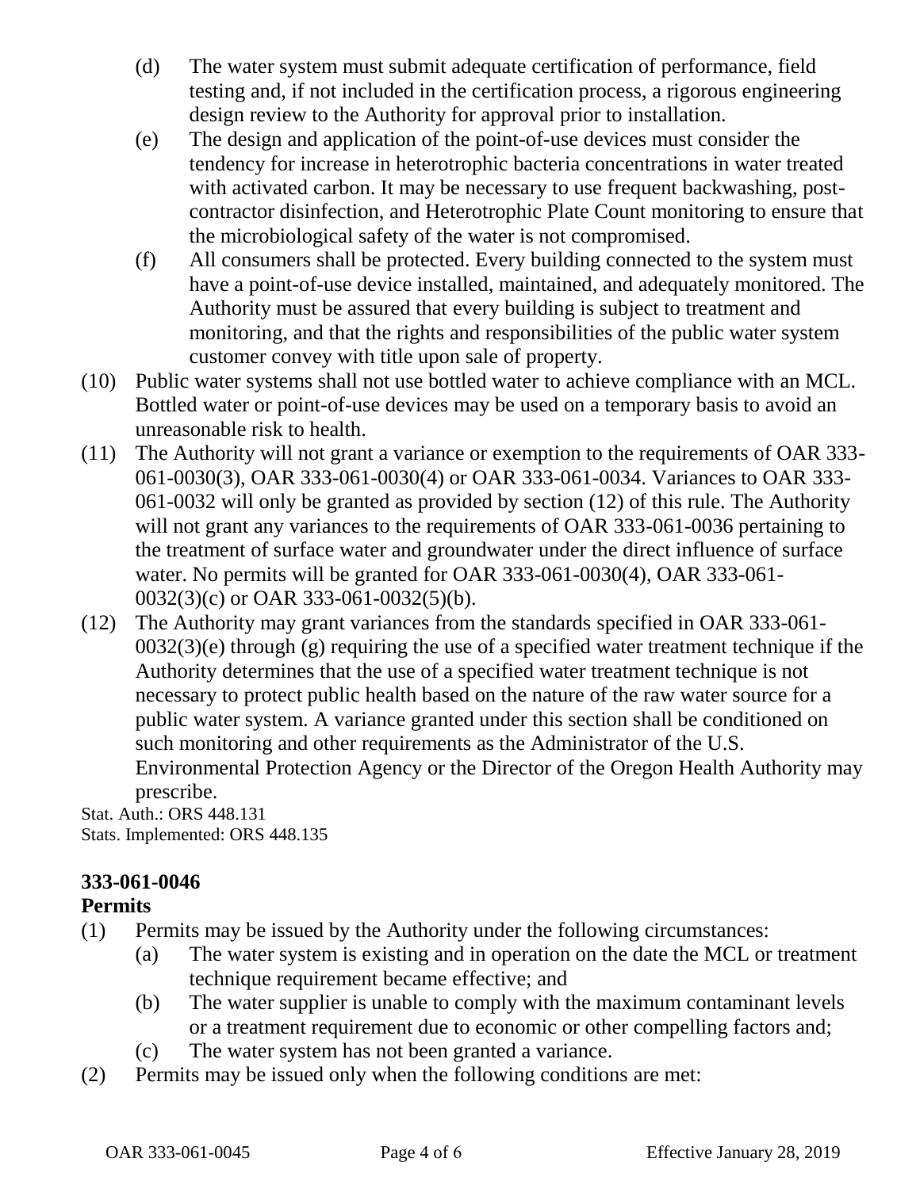(d) The water system must submit adequate certification of performance, field testing and, if not included in the certification process, a rigorous engineering design review to the Authority for approval prior to installation.

(e) The design and application of the point-of-use devices must consider the tendency for increase in heterotrophic bacteria concentrations in water treated with activated carbon. It may be necessary to use frequent backwashing, post-contractor disinfection, and Heterotrophic Plate Count monitoring to ensure that the microbiological safety of the water is not compromised.

(f) All consumers shall be protected. Every building connected to the system must have a point-of-use device installed, maintained, and adequately monitored. The Authority must be assured that every building is subject to treatment and monitoring, and that the rights and responsibilities of the public water system customer convey with title upon sale of property.

(10) Public water systems shall not use bottled water to achieve compliance with an MCL. Bottled water or point-of-use devices may be used on a temporary basis to avoid an unreasonable risk to health.

(11) The Authority will not grant a variance or exemption to the requirements of OAR 333-061-0030(3), OAR 333-061-0030(4) or OAR 333-061-0034. Variances to OAR 333-061-0032 will only be granted as provided by section (12) of this rule. The Authority will not grant any variances to the requirements of OAR 333-061-0036 pertaining to the treatment of surface water and groundwater under the direct influence of surface water. No permits will be granted for OAR 333-061-0030(4), OAR 333-061-0032(3)(c) or OAR 333-061-0032(5)(b).

(12) The Authority may grant variances from the standards specified in OAR 333-061-0032(3)(e) through (g) requiring the use of a specified water treatment technique if the Authority determines that the use of a specified water treatment technique is not necessary to protect public health based on the nature of the raw water source for a public water system. A variance granted under this section shall be conditioned on such monitoring and other requirements as the Administrator of the U.S. Environmental Protection Agency or the Director of the Oregon Health Authority may prescribe.

Stat. Auth.: ORS 448.131
Stats. Implemented: ORS 448.135

**333-061-0046**
**Permits**

(1) Permits may be issued by the Authority under the following circumstances:

(a) The water system is existing and in operation on the date the MCL or treatment technique requirement became effective; and

(b) The water supplier is unable to comply with the maximum contaminant levels or a treatment requirement due to economic or other compelling factors and;

(c) The water system has not been granted a variance.

(2) Permits may be issued only when the following conditions are met: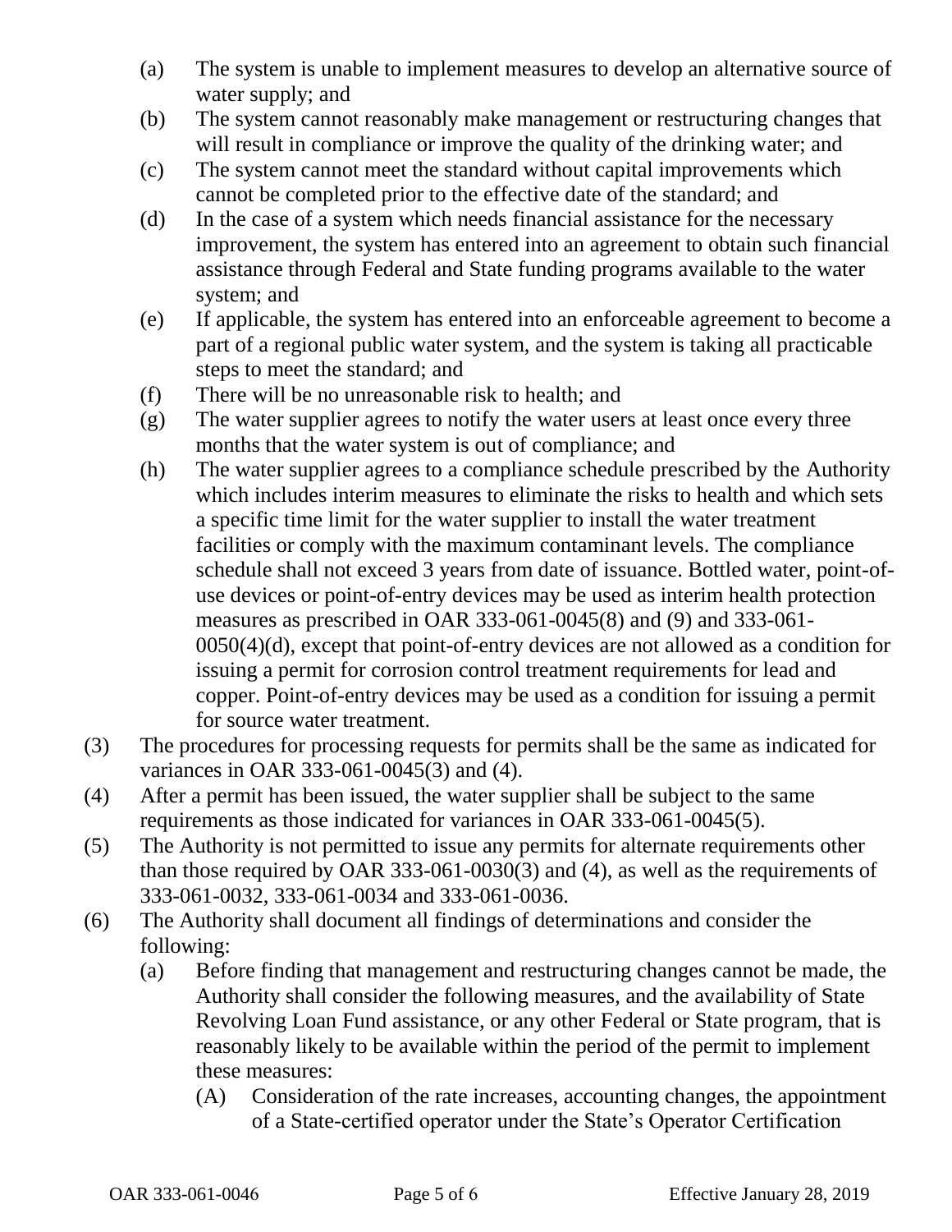- (a) The system is unable to implement measures to develop an alternative source of water supply; and
- (b) The system cannot reasonably make management or restructuring changes that will result in compliance or improve the quality of the drinking water; and
- (c) The system cannot meet the standard without capital improvements which cannot be completed prior to the effective date of the standard; and
- (d) In the case of a system which needs financial assistance for the necessary improvement, the system has entered into an agreement to obtain such financial assistance through Federal and State funding programs available to the water system; and
- (e) If applicable, the system has entered into an enforceable agreement to become a part of a regional public water system, and the system is taking all practicable steps to meet the standard; and
- (f) There will be no unreasonable risk to health; and
- (g) The water supplier agrees to notify the water users at least once every three months that the water system is out of compliance; and
- (h) The water supplier agrees to a compliance schedule prescribed by the Authority which includes interim measures to eliminate the risks to health and which sets a specific time limit for the water supplier to install the water treatment facilities or comply with the maximum contaminant levels. The compliance schedule shall not exceed 3 years from date of issuance. Bottled water, point-of-use devices or point-of-entry devices may be used as interim health protection measures as prescribed in OAR 333-061-0045(8) and (9) and 333-061-0050(4)(d), except that point-of-entry devices are not allowed as a condition for issuing a permit for corrosion control treatment requirements for lead and copper. Point-of-entry devices may be used as a condition for issuing a permit for source water treatment.

(3) The procedures for processing requests for permits shall be the same as indicated for variances in OAR 333-061-0045(3) and (4).

(4) After a permit has been issued, the water supplier shall be subject to the same requirements as those indicated for variances in OAR 333-061-0045(5).

(5) The Authority is not permitted to issue any permits for alternate requirements other than those required by OAR 333-061-0030(3) and (4), as well as the requirements of 333-061-0032, 333-061-0034 and 333-061-0036.

(6) The Authority shall document all findings of determinations and consider the following:

- (a) Before finding that management and restructuring changes cannot be made, the Authority shall consider the following measures, and the availability of State Revolving Loan Fund assistance, or any other Federal or State program, that is reasonably likely to be available within the period of the permit to implement these measures:
  - (A) Consideration of the rate increases, accounting changes, the appointment of a State-certified operator under the State's Operator Certification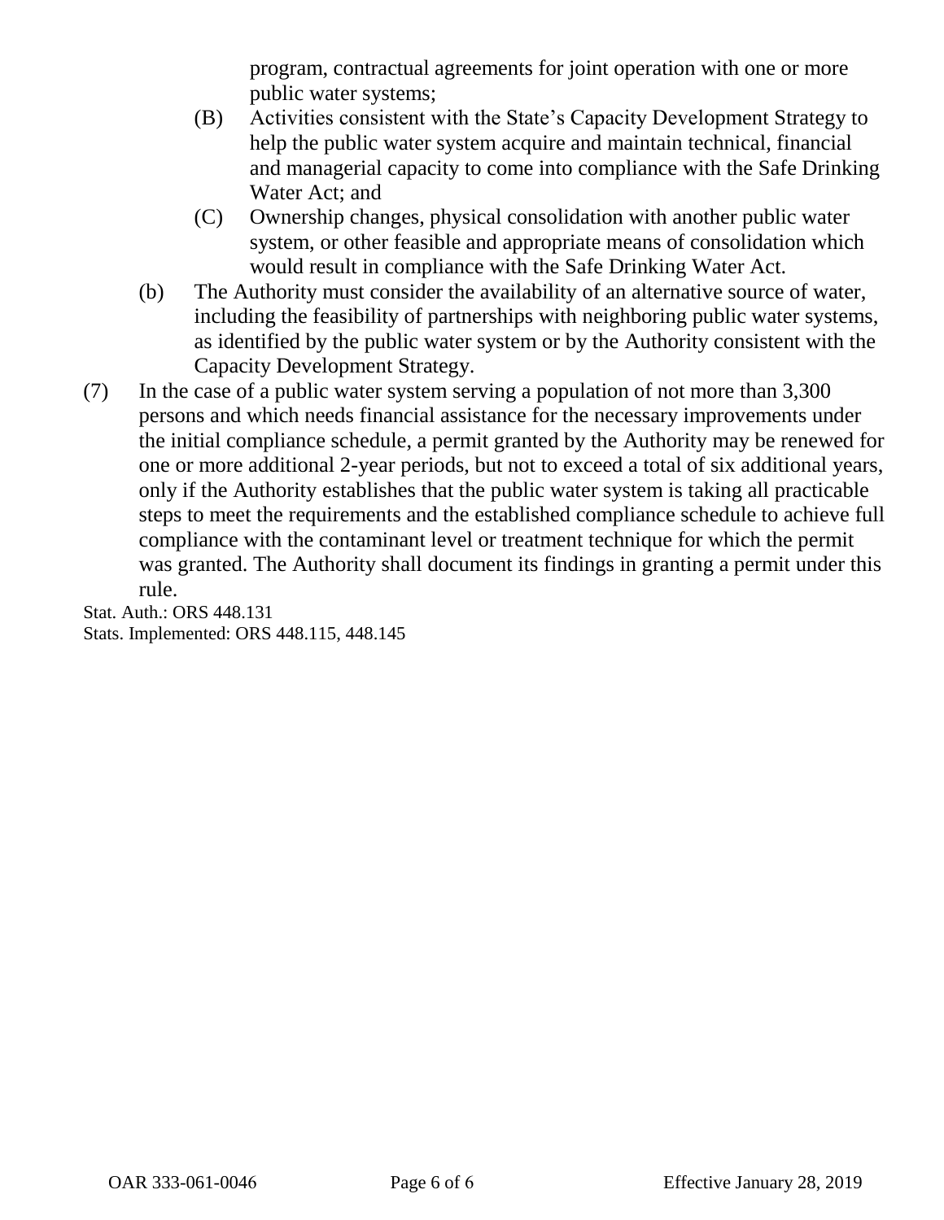program, contractual agreements for joint operation with one or more public water systems;

(B) Activities consistent with the State's Capacity Development Strategy to help the public water system acquire and maintain technical, financial and managerial capacity to come into compliance with the Safe Drinking Water Act; and

(C) Ownership changes, physical consolidation with another public water system, or other feasible and appropriate means of consolidation which would result in compliance with the Safe Drinking Water Act.

(b) The Authority must consider the availability of an alternative source of water, including the feasibility of partnerships with neighboring public water systems, as identified by the public water system or by the Authority consistent with the Capacity Development Strategy.

(7) In the case of a public water system serving a population of not more than 3,300 persons and which needs financial assistance for the necessary improvements under the initial compliance schedule, a permit granted by the Authority may be renewed for one or more additional 2-year periods, but not to exceed a total of six additional years, only if the Authority establishes that the public water system is taking all practicable steps to meet the requirements and the established compliance schedule to achieve full compliance with the contaminant level or treatment technique for which the permit was granted. The Authority shall document its findings in granting a permit under this rule.

Stat. Auth.: ORS 448.131
Stats. Implemented: ORS 448.115, 448.145